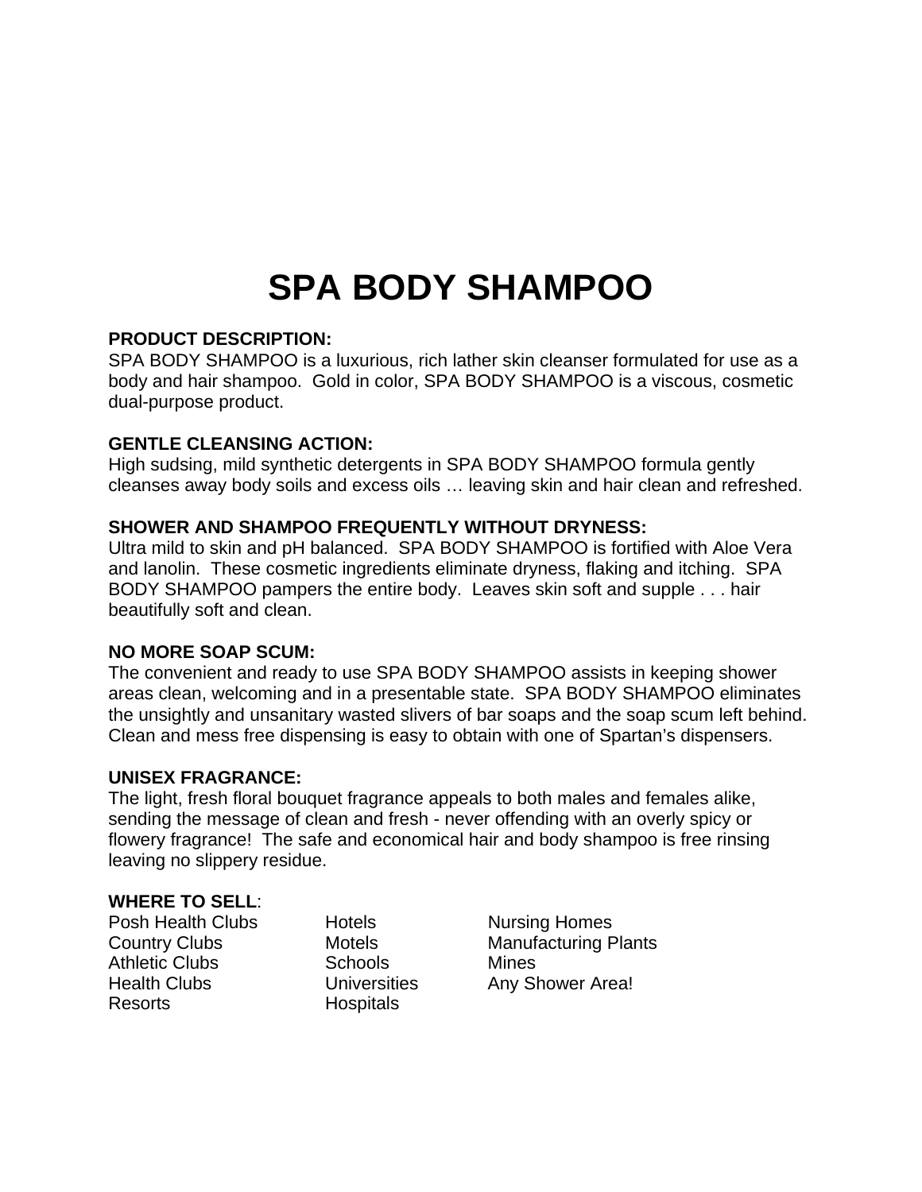# SPA BODY SHAMPOO

**PRODUCT DESCRIPTION:**
SPA BODY SHAMPOO is a luxurious, rich lather skin cleanser formulated for use as a body and hair shampoo. Gold in color, SPA BODY SHAMPOO is a viscous, cosmetic dual-purpose product.

**GENTLE CLEANSING ACTION:**
High sudsing, mild synthetic detergents in SPA BODY SHAMPOO formula gently cleanses away body soils and excess oils … leaving skin and hair clean and refreshed.

**SHOWER AND SHAMPOO FREQUENTLY WITHOUT DRYNESS:**
Ultra mild to skin and pH balanced. SPA BODY SHAMPOO is fortified with Aloe Vera and lanolin. These cosmetic ingredients eliminate dryness, flaking and itching. SPA BODY SHAMPOO pampers the entire body. Leaves skin soft and supple . . . hair beautifully soft and clean.

**NO MORE SOAP SCUM:**
The convenient and ready to use SPA BODY SHAMPOO assists in keeping shower areas clean, welcoming and in a presentable state. SPA BODY SHAMPOO eliminates the unsightly and unsanitary wasted slivers of bar soaps and the soap scum left behind. Clean and mess free dispensing is easy to obtain with one of Spartan's dispensers.

**UNISEX FRAGRANCE:**
The light, fresh floral bouquet fragrance appeals to both males and females alike, sending the message of clean and fresh - never offending with an overly spicy or flowery fragrance! The safe and economical hair and body shampoo is free rinsing leaving no slippery residue.

**WHERE TO SELL**:

| | | |
|---|---|---|
| Posh Health Clubs | Hotels | Nursing Homes |
| Country Clubs | Motels | Manufacturing Plants |
| Athletic Clubs | Schools | Mines |
| Health Clubs | Universities | Any Shower Area! |
| Resorts | Hospitals | |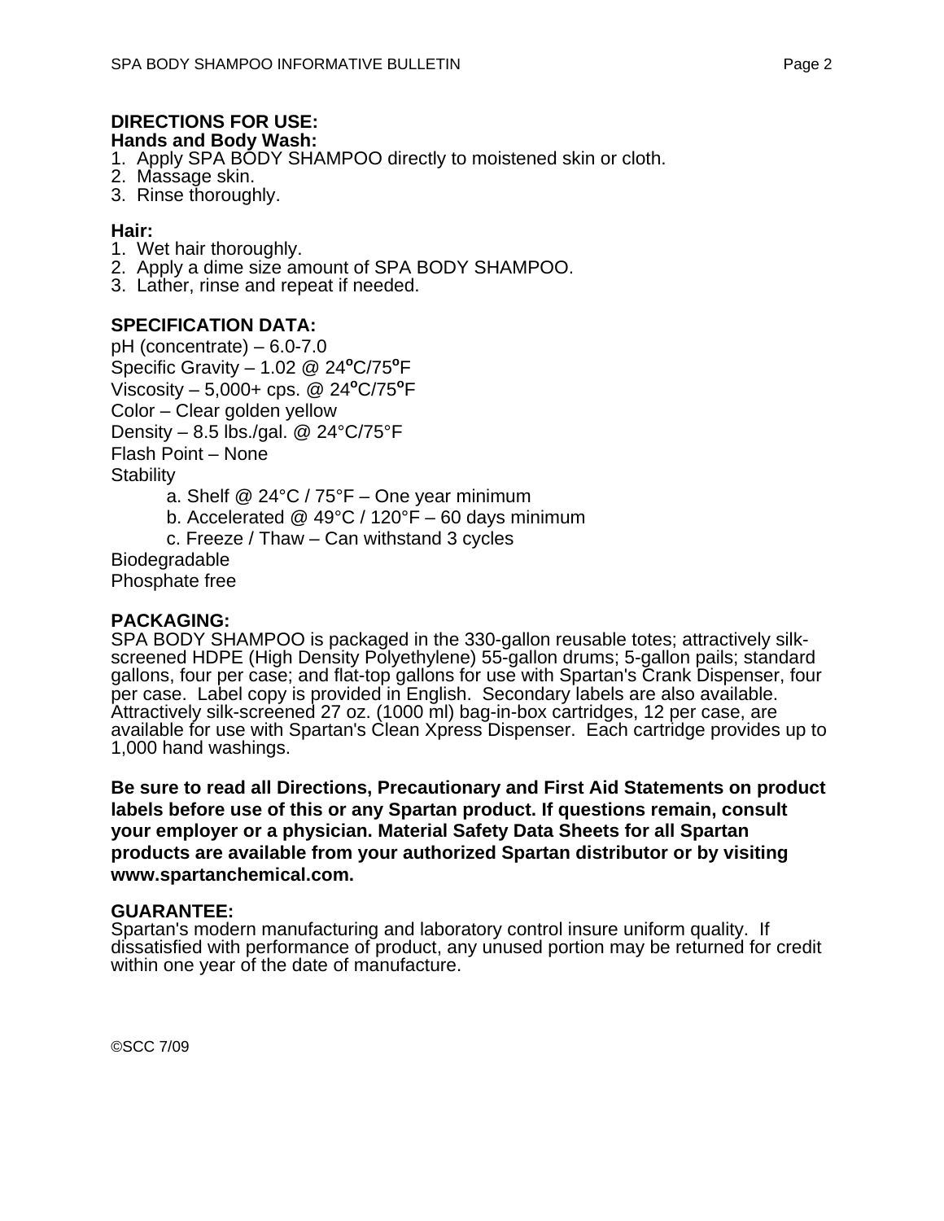**DIRECTIONS FOR USE:**

**Hands and Body Wash:**

1. Apply SPA BODY SHAMPOO directly to moistened skin or cloth.
2. Massage skin.
3. Rinse thoroughly.

**Hair:**

1. Wet hair thoroughly.
2. Apply a dime size amount of SPA BODY SHAMPOO.
3. Lather, rinse and repeat if needed.

**SPECIFICATION DATA:**

pH (concentrate) – 6.0-7.0
Specific Gravity – 1.02 @ 24°C/75°F
Viscosity – 5,000+ cps. @ 24°C/75°F
Color – Clear golden yellow
Density – 8.5 lbs./gal. @ 24°C/75°F
Flash Point – None
Stability

- a. Shelf @ 24°C / 75°F – One year minimum
- b. Accelerated @ 49°C / 120°F – 60 days minimum
- c. Freeze / Thaw – Can withstand 3 cycles

Biodegradable
Phosphate free

**PACKAGING:**

SPA BODY SHAMPOO is packaged in the 330-gallon reusable totes; attractively silk-screened HDPE (High Density Polyethylene) 55-gallon drums; 5-gallon pails; standard gallons, four per case; and flat-top gallons for use with Spartan's Crank Dispenser, four per case. Label copy is provided in English. Secondary labels are also available. Attractively silk-screened 27 oz. (1000 ml) bag-in-box cartridges, 12 per case, are available for use with Spartan's Clean Xpress Dispenser. Each cartridge provides up to 1,000 hand washings.

**Be sure to read all Directions, Precautionary and First Aid Statements on product labels before use of this or any Spartan product. If questions remain, consult your employer or a physician. Material Safety Data Sheets for all Spartan products are available from your authorized Spartan distributor or by visiting www.spartanchemical.com.**

**GUARANTEE:**

Spartan's modern manufacturing and laboratory control insure uniform quality. If dissatisfied with performance of product, any unused portion may be returned for credit within one year of the date of manufacture.

©SCC 7/09